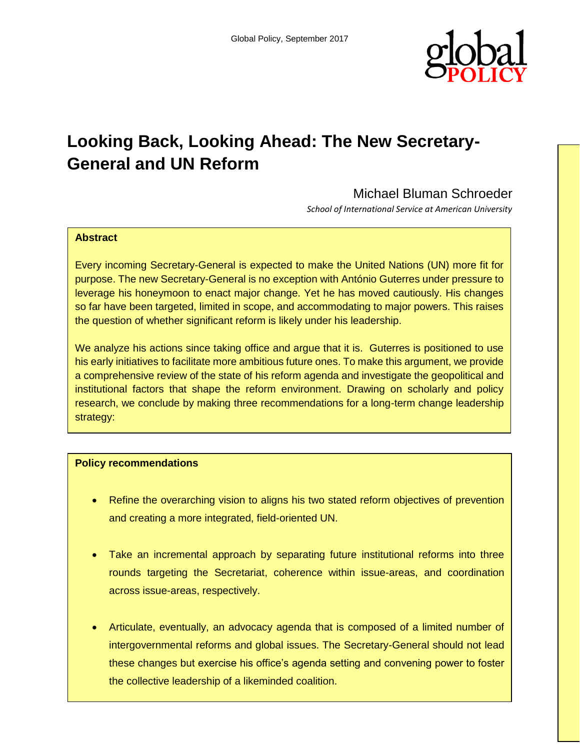# Looking Back, Looking Ahead: The New Secretary-General and UN Reform

Michael Bluman Schroeder

*School of International Service at American University*

**Abstract**

Every incoming Secretary-General is expected to make the United Nations (UN) more fit for purpose. The new Secretary-General is no exception with António Guterres under pressure to leverage his honeymoon to enact major change. Yet he has moved cautiously. His changes so far have been targeted, limited in scope, and accommodating to major powers. This raises the question of whether significant reform is likely under his leadership.

We analyze his actions since taking office and argue that it is. Guterres is positioned to use his early initiatives to facilitate more ambitious future ones. To make this argument, we provide a comprehensive review of the state of his reform agenda and investigate the geopolitical and institutional factors that shape the reform environment. Drawing on scholarly and policy research, we conclude by making three recommendations for a long-term change leadership strategy:

**Policy recommendations**

- Refine the overarching vision to aligns his two stated reform objectives of prevention and creating a more integrated, field-oriented UN.
- Take an incremental approach by separating future institutional reforms into three rounds targeting the Secretariat, coherence within issue-areas, and coordination across issue-areas, respectively.
- Articulate, eventually, an advocacy agenda that is composed of a limited number of intergovernmental reforms and global issues. The Secretary-General should not lead these changes but exercise his office's agenda setting and convening power to foster the collective leadership of a likeminded coalition.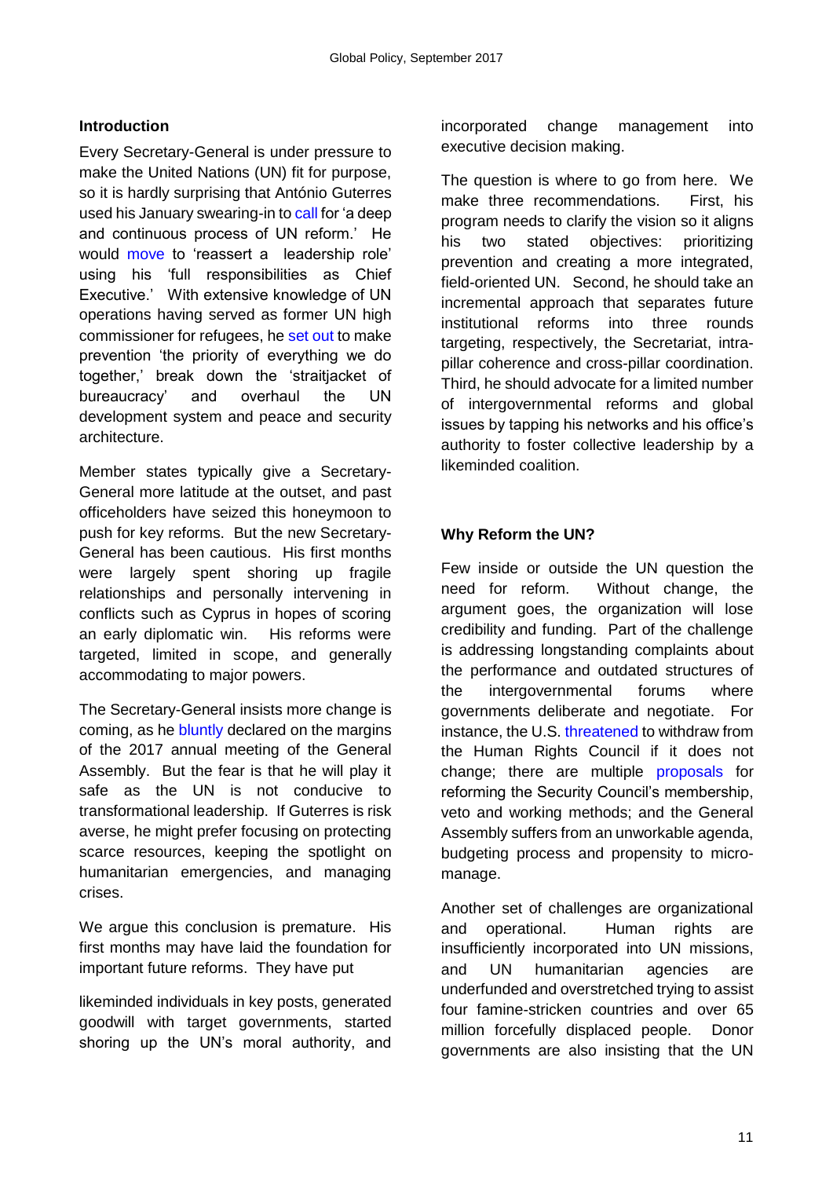### Introduction

Every Secretary-General is under pressure to make the United Nations (UN) fit for purpose, so it is hardly surprising that António Guterres used his January swearing-in to call for 'a deep and continuous process of UN reform.' He would move to 'reassert a leadership role' using his 'full responsibilities as Chief Executive.' With extensive knowledge of UN operations having served as former UN high commissioner for refugees, he set out to make prevention 'the priority of everything we do together,' break down the 'straitjacket of bureaucracy' and overhaul the UN development system and peace and security architecture.

Member states typically give a Secretary-General more latitude at the outset, and past officeholders have seized this honeymoon to push for key reforms. But the new Secretary-General has been cautious. His first months were largely spent shoring up fragile relationships and personally intervening in conflicts such as Cyprus in hopes of scoring an early diplomatic win. His reforms were targeted, limited in scope, and generally accommodating to major powers.

The Secretary-General insists more change is coming, as he bluntly declared on the margins of the 2017 annual meeting of the General Assembly. But the fear is that he will play it safe as the UN is not conducive to transformational leadership. If Guterres is risk averse, he might prefer focusing on protecting scarce resources, keeping the spotlight on humanitarian emergencies, and managing crises.

We argue this conclusion is premature. His first months may have laid the foundation for important future reforms. They have put likeminded individuals in key posts, generated goodwill with target governments, started shoring up the UN's moral authority, and incorporated change management into executive decision making.

The question is where to go from here. We make three recommendations. First, his program needs to clarify the vision so it aligns his two stated objectives: prioritizing prevention and creating a more integrated, field-oriented UN. Second, he should take an incremental approach that separates future institutional reforms into three rounds targeting, respectively, the Secretariat, intra-pillar coherence and cross-pillar coordination. Third, he should advocate for a limited number of intergovernmental reforms and global issues by tapping his networks and his office's authority to foster collective leadership by a likeminded coalition.

### Why Reform the UN?

Few inside or outside the UN question the need for reform. Without change, the argument goes, the organization will lose credibility and funding. Part of the challenge is addressing longstanding complaints about the performance and outdated structures of the intergovernmental forums where governments deliberate and negotiate. For instance, the U.S. threatened to withdraw from the Human Rights Council if it does not change; there are multiple proposals for reforming the Security Council's membership, veto and working methods; and the General Assembly suffers from an unworkable agenda, budgeting process and propensity to micro-manage.

Another set of challenges are organizational and operational. Human rights are insufficiently incorporated into UN missions, and UN humanitarian agencies are underfunded and overstretched trying to assist four famine-stricken countries and over 65 million forcefully displaced people. Donor governments are also insisting that the UN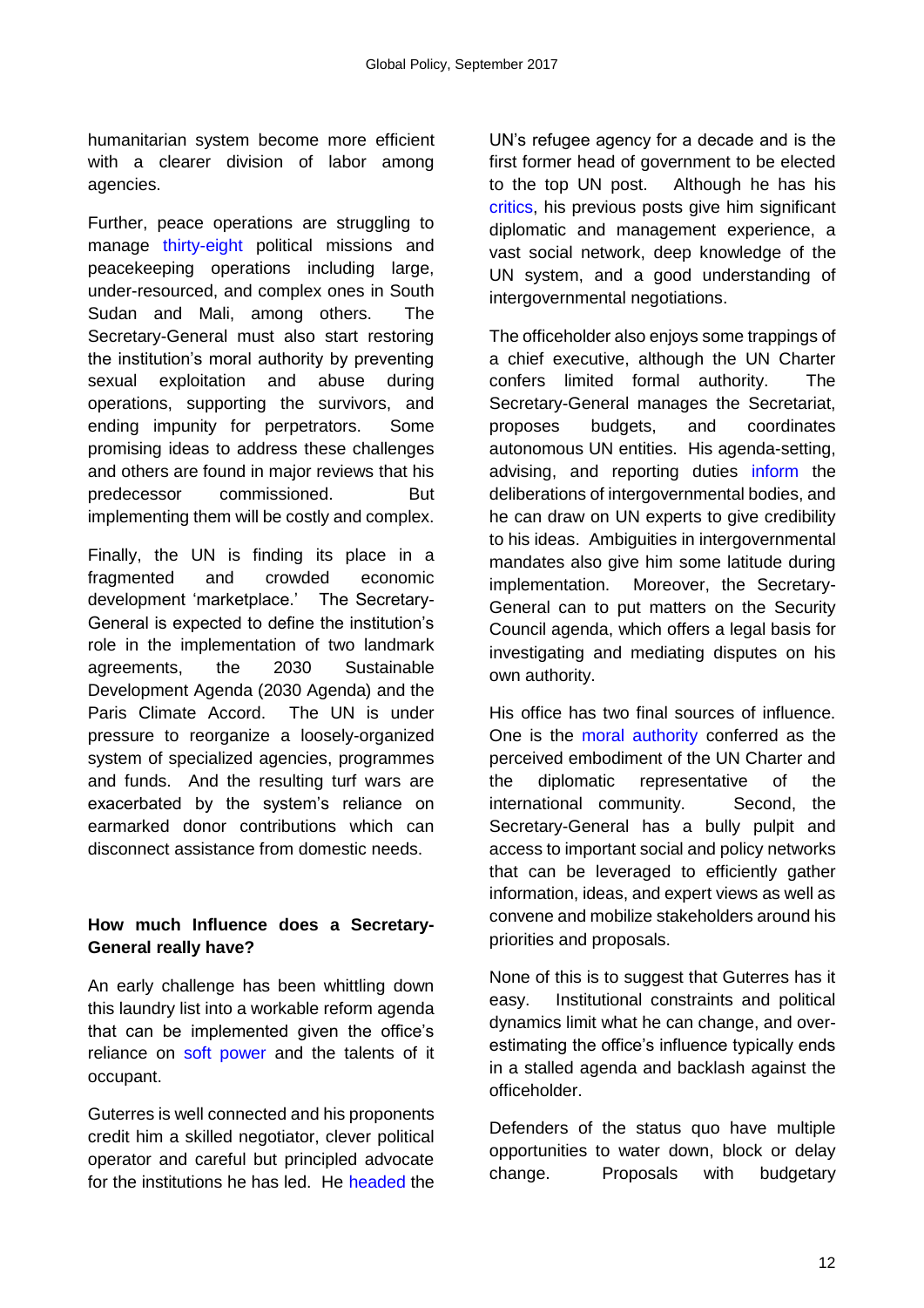humanitarian system become more efficient with a clearer division of labor among agencies.

Further, peace operations are struggling to manage thirty-eight political missions and peacekeeping operations including large, under-resourced, and complex ones in South Sudan and Mali, among others. The Secretary-General must also start restoring the institution's moral authority by preventing sexual exploitation and abuse during operations, supporting the survivors, and ending impunity for perpetrators. Some promising ideas to address these challenges and others are found in major reviews that his predecessor commissioned. But implementing them will be costly and complex.

Finally, the UN is finding its place in a fragmented and crowded economic development 'marketplace.' The Secretary-General is expected to define the institution's role in the implementation of two landmark agreements, the 2030 Sustainable Development Agenda (2030 Agenda) and the Paris Climate Accord. The UN is under pressure to reorganize a loosely-organized system of specialized agencies, programmes and funds. And the resulting turf wars are exacerbated by the system's reliance on earmarked donor contributions which can disconnect assistance from domestic needs.

**How much Influence does a Secretary-General really have?**

An early challenge has been whittling down this laundry list into a workable reform agenda that can be implemented given the office's reliance on soft power and the talents of it occupant.

Guterres is well connected and his proponents credit him a skilled negotiator, clever political operator and careful but principled advocate for the institutions he has led. He headed the UN's refugee agency for a decade and is the first former head of government to be elected to the top UN post. Although he has his critics, his previous posts give him significant diplomatic and management experience, a vast social network, deep knowledge of the UN system, and a good understanding of intergovernmental negotiations.

The officeholder also enjoys some trappings of a chief executive, although the UN Charter confers limited formal authority. The Secretary-General manages the Secretariat, proposes budgets, and coordinates autonomous UN entities. His agenda-setting, advising, and reporting duties inform the deliberations of intergovernmental bodies, and he can draw on UN experts to give credibility to his ideas. Ambiguities in intergovernmental mandates also give him some latitude during implementation. Moreover, the Secretary-General can to put matters on the Security Council agenda, which offers a legal basis for investigating and mediating disputes on his own authority.

His office has two final sources of influence. One is the moral authority conferred as the perceived embodiment of the UN Charter and the diplomatic representative of the international community. Second, the Secretary-General has a bully pulpit and access to important social and policy networks that can be leveraged to efficiently gather information, ideas, and expert views as well as convene and mobilize stakeholders around his priorities and proposals.

None of this is to suggest that Guterres has it easy. Institutional constraints and political dynamics limit what he can change, and over-estimating the office's influence typically ends in a stalled agenda and backlash against the officeholder.

Defenders of the status quo have multiple opportunities to water down, block or delay change. Proposals with budgetary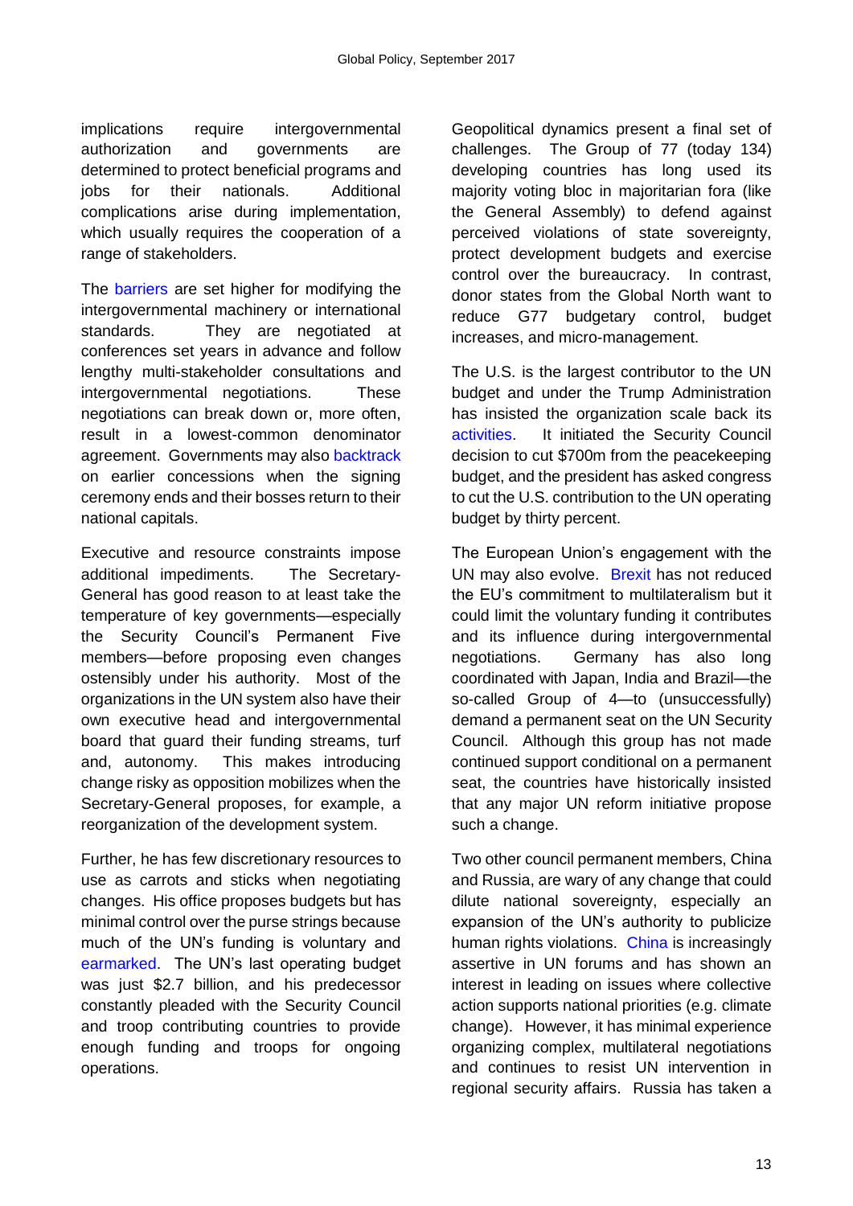implications require intergovernmental authorization and governments are determined to protect beneficial programs and jobs for their nationals. Additional complications arise during implementation, which usually requires the cooperation of a range of stakeholders.

The barriers are set higher for modifying the intergovernmental machinery or international standards. They are negotiated at conferences set years in advance and follow lengthy multi-stakeholder consultations and intergovernmental negotiations. These negotiations can break down or, more often, result in a lowest-common denominator agreement. Governments may also backtrack on earlier concessions when the signing ceremony ends and their bosses return to their national capitals.

Executive and resource constraints impose additional impediments. The Secretary-General has good reason to at least take the temperature of key governments—especially the Security Council's Permanent Five members—before proposing even changes ostensibly under his authority. Most of the organizations in the UN system also have their own executive head and intergovernmental board that guard their funding streams, turf and, autonomy. This makes introducing change risky as opposition mobilizes when the Secretary-General proposes, for example, a reorganization of the development system.

Further, he has few discretionary resources to use as carrots and sticks when negotiating changes. His office proposes budgets but has minimal control over the purse strings because much of the UN's funding is voluntary and earmarked. The UN's last operating budget was just $2.7 billion, and his predecessor constantly pleaded with the Security Council and troop contributing countries to provide enough funding and troops for ongoing operations.

Geopolitical dynamics present a final set of challenges. The Group of 77 (today 134) developing countries has long used its majority voting bloc in majoritarian fora (like the General Assembly) to defend against perceived violations of state sovereignty, protect development budgets and exercise control over the bureaucracy. In contrast, donor states from the Global North want to reduce G77 budgetary control, budget increases, and micro-management.

The U.S. is the largest contributor to the UN budget and under the Trump Administration has insisted the organization scale back its activities. It initiated the Security Council decision to cut $700m from the peacekeeping budget, and the president has asked congress to cut the U.S. contribution to the UN operating budget by thirty percent.

The European Union's engagement with the UN may also evolve. Brexit has not reduced the EU's commitment to multilateralism but it could limit the voluntary funding it contributes and its influence during intergovernmental negotiations. Germany has also long coordinated with Japan, India and Brazil—the so-called Group of 4—to (unsuccessfully) demand a permanent seat on the UN Security Council. Although this group has not made continued support conditional on a permanent seat, the countries have historically insisted that any major UN reform initiative propose such a change.

Two other council permanent members, China and Russia, are wary of any change that could dilute national sovereignty, especially an expansion of the UN's authority to publicize human rights violations. China is increasingly assertive in UN forums and has shown an interest in leading on issues where collective action supports national priorities (e.g. climate change). However, it has minimal experience organizing complex, multilateral negotiations and continues to resist UN intervention in regional security affairs. Russia has taken a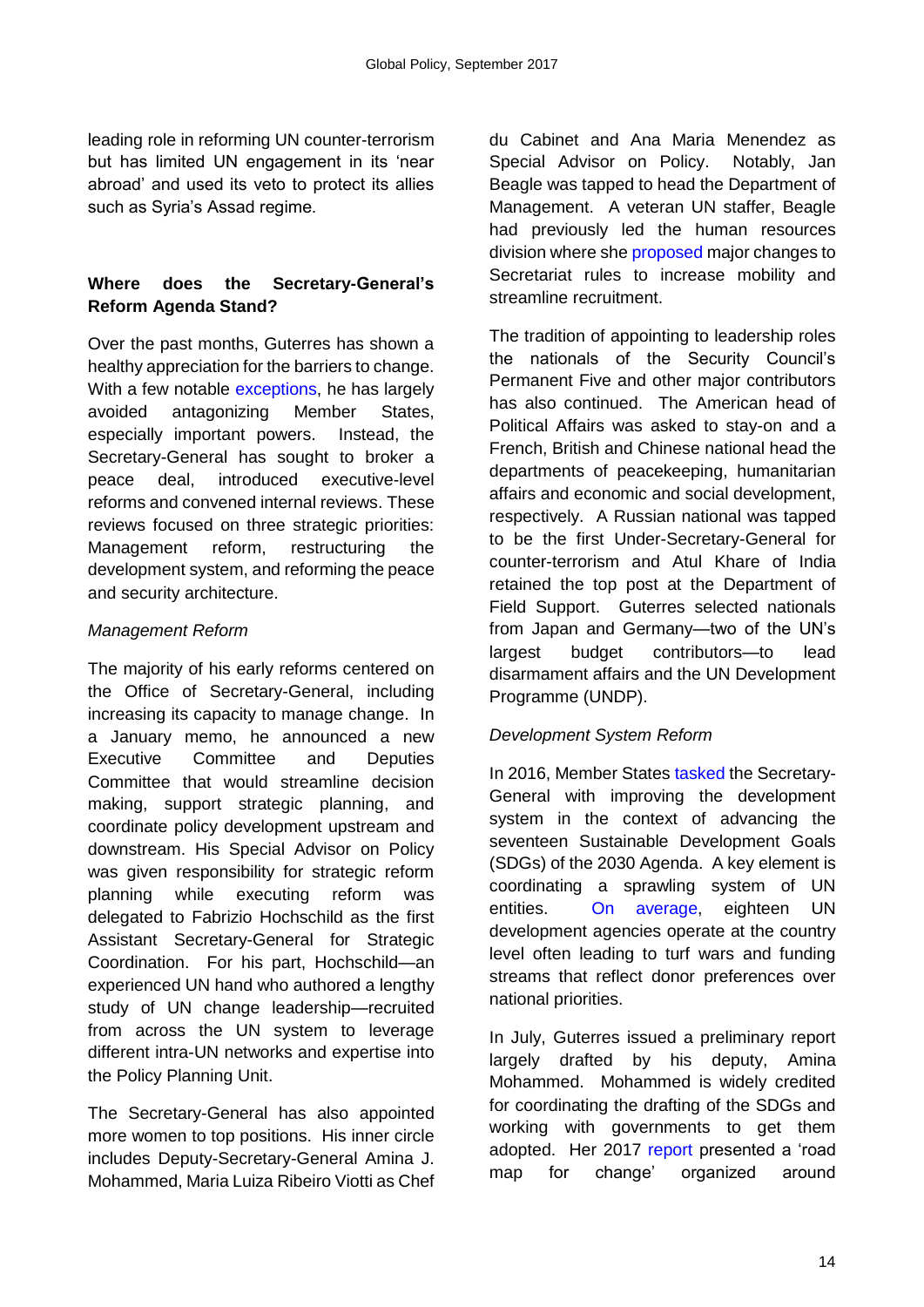leading role in reforming UN counter-terrorism but has limited UN engagement in its 'near abroad' and used its veto to protect its allies such as Syria's Assad regime.

## Where does the Secretary-General's Reform Agenda Stand?

Over the past months, Guterres has shown a healthy appreciation for the barriers to change. With a few notable exceptions, he has largely avoided antagonizing Member States, especially important powers. Instead, the Secretary-General has sought to broker a peace deal, introduced executive-level reforms and convened internal reviews. These reviews focused on three strategic priorities: Management reform, restructuring the development system, and reforming the peace and security architecture.

### *Management Reform*

The majority of his early reforms centered on the Office of Secretary-General, including increasing its capacity to manage change. In a January memo, he announced a new Executive Committee and Deputies Committee that would streamline decision making, support strategic planning, and coordinate policy development upstream and downstream. His Special Advisor on Policy was given responsibility for strategic reform planning while executing reform was delegated to Fabrizio Hochschild as the first Assistant Secretary-General for Strategic Coordination. For his part, Hochschild—an experienced UN hand who authored a lengthy study of UN change leadership—recruited from across the UN system to leverage different intra-UN networks and expertise into the Policy Planning Unit.

The Secretary-General has also appointed more women to top positions. His inner circle includes Deputy-Secretary-General Amina J. Mohammed, Maria Luiza Ribeiro Viotti as Chef du Cabinet and Ana Maria Menendez as Special Advisor on Policy. Notably, Jan Beagle was tapped to head the Department of Management. A veteran UN staffer, Beagle had previously led the human resources division where she proposed major changes to Secretariat rules to increase mobility and streamline recruitment.

The tradition of appointing to leadership roles the nationals of the Security Council's Permanent Five and other major contributors has also continued. The American head of Political Affairs was asked to stay-on and a French, British and Chinese national head the departments of peacekeeping, humanitarian affairs and economic and social development, respectively. A Russian national was tapped to be the first Under-Secretary-General for counter-terrorism and Atul Khare of India retained the top post at the Department of Field Support. Guterres selected nationals from Japan and Germany—two of the UN's largest budget contributors—to lead disarmament affairs and the UN Development Programme (UNDP).

### *Development System Reform*

In 2016, Member States tasked the Secretary-General with improving the development system in the context of advancing the seventeen Sustainable Development Goals (SDGs) of the 2030 Agenda. A key element is coordinating a sprawling system of UN entities. On average, eighteen UN development agencies operate at the country level often leading to turf wars and funding streams that reflect donor preferences over national priorities.

In July, Guterres issued a preliminary report largely drafted by his deputy, Amina Mohammed. Mohammed is widely credited for coordinating the drafting of the SDGs and working with governments to get them adopted. Her 2017 report presented a 'road map for change' organized around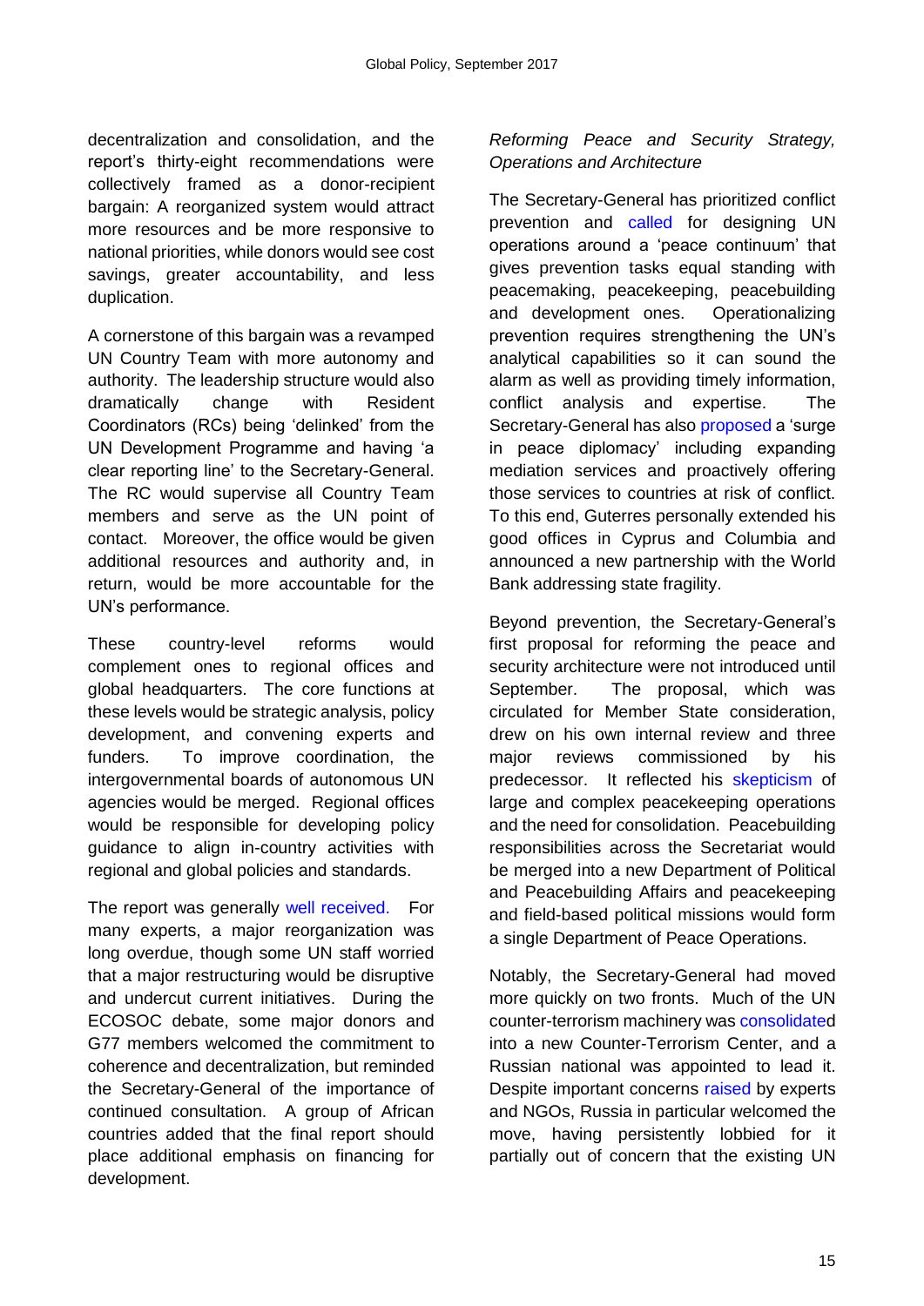decentralization and consolidation, and the report's thirty-eight recommendations were collectively framed as a donor-recipient bargain: A reorganized system would attract more resources and be more responsive to national priorities, while donors would see cost savings, greater accountability, and less duplication.

A cornerstone of this bargain was a revamped UN Country Team with more autonomy and authority. The leadership structure would also dramatically change with Resident Coordinators (RCs) being 'delinked' from the UN Development Programme and having 'a clear reporting line' to the Secretary-General. The RC would supervise all Country Team members and serve as the UN point of contact. Moreover, the office would be given additional resources and authority and, in return, would be more accountable for the UN's performance.

These country-level reforms would complement ones to regional offices and global headquarters. The core functions at these levels would be strategic analysis, policy development, and convening experts and funders. To improve coordination, the intergovernmental boards of autonomous UN agencies would be merged. Regional offices would be responsible for developing policy guidance to align in-country activities with regional and global policies and standards.

The report was generally well received. For many experts, a major reorganization was long overdue, though some UN staff worried that a major restructuring would be disruptive and undercut current initiatives. During the ECOSOC debate, some major donors and G77 members welcomed the commitment to coherence and decentralization, but reminded the Secretary-General of the importance of continued consultation. A group of African countries added that the final report should place additional emphasis on financing for development.

*Reforming Peace and Security Strategy, Operations and Architecture*

The Secretary-General has prioritized conflict prevention and called for designing UN operations around a 'peace continuum' that gives prevention tasks equal standing with peacemaking, peacekeeping, peacebuilding and development ones. Operationalizing prevention requires strengthening the UN's analytical capabilities so it can sound the alarm as well as providing timely information, conflict analysis and expertise. The Secretary-General has also proposed a 'surge in peace diplomacy' including expanding mediation services and proactively offering those services to countries at risk of conflict. To this end, Guterres personally extended his good offices in Cyprus and Columbia and announced a new partnership with the World Bank addressing state fragility.

Beyond prevention, the Secretary-General's first proposal for reforming the peace and security architecture were not introduced until September. The proposal, which was circulated for Member State consideration, drew on his own internal review and three major reviews commissioned by his predecessor. It reflected his skepticism of large and complex peacekeeping operations and the need for consolidation. Peacebuilding responsibilities across the Secretariat would be merged into a new Department of Political and Peacebuilding Affairs and peacekeeping and field-based political missions would form a single Department of Peace Operations.

Notably, the Secretary-General had moved more quickly on two fronts. Much of the UN counter-terrorism machinery was consolidated into a new Counter-Terrorism Center, and a Russian national was appointed to lead it. Despite important concerns raised by experts and NGOs, Russia in particular welcomed the move, having persistently lobbied for it partially out of concern that the existing UN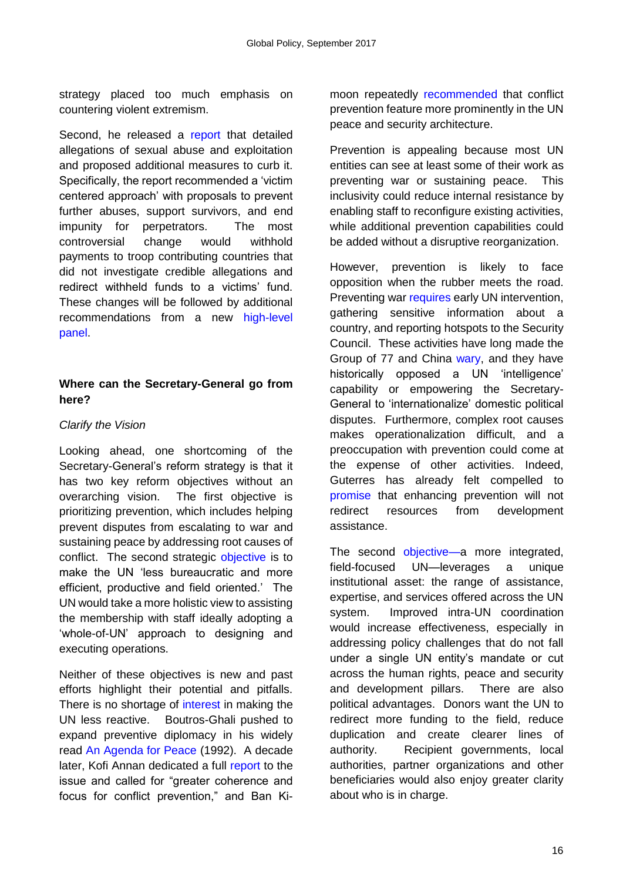strategy placed too much emphasis on countering violent extremism.

Second, he released a report that detailed allegations of sexual abuse and exploitation and proposed additional measures to curb it. Specifically, the report recommended a 'victim centered approach' with proposals to prevent further abuses, support survivors, and end impunity for perpetrators. The most controversial change would withhold payments to troop contributing countries that did not investigate credible allegations and redirect withheld funds to a victims' fund. These changes will be followed by additional recommendations from a new high-level panel.

**Where can the Secretary-General go from here?**

*Clarify the Vision*

Looking ahead, one shortcoming of the Secretary-General's reform strategy is that it has two key reform objectives without an overarching vision. The first objective is prioritizing prevention, which includes helping prevent disputes from escalating to war and sustaining peace by addressing root causes of conflict. The second strategic objective is to make the UN 'less bureaucratic and more efficient, productive and field oriented.' The UN would take a more holistic view to assisting the membership with staff ideally adopting a 'whole-of-UN' approach to designing and executing operations.

Neither of these objectives is new and past efforts highlight their potential and pitfalls. There is no shortage of interest in making the UN less reactive. Boutros-Ghali pushed to expand preventive diplomacy in his widely read An Agenda for Peace (1992). A decade later, Kofi Annan dedicated a full report to the issue and called for "greater coherence and focus for conflict prevention," and Ban Ki-moon repeatedly recommended that conflict prevention feature more prominently in the UN peace and security architecture.

Prevention is appealing because most UN entities can see at least some of their work as preventing war or sustaining peace. This inclusivity could reduce internal resistance by enabling staff to reconfigure existing activities, while additional prevention capabilities could be added without a disruptive reorganization.

However, prevention is likely to face opposition when the rubber meets the road. Preventing war requires early UN intervention, gathering sensitive information about a country, and reporting hotspots to the Security Council. These activities have long made the Group of 77 and China wary, and they have historically opposed a UN 'intelligence' capability or empowering the Secretary-General to 'internationalize' domestic political disputes. Furthermore, complex root causes makes operationalization difficult, and a preoccupation with prevention could come at the expense of other activities. Indeed, Guterres has already felt compelled to promise that enhancing prevention will not redirect resources from development assistance.

The second objective—a more integrated, field-focused UN—leverages a unique institutional asset: the range of assistance, expertise, and services offered across the UN system. Improved intra-UN coordination would increase effectiveness, especially in addressing policy challenges that do not fall under a single UN entity's mandate or cut across the human rights, peace and security and development pillars. There are also political advantages. Donors want the UN to redirect more funding to the field, reduce duplication and create clearer lines of authority. Recipient governments, local authorities, partner organizations and other beneficiaries would also enjoy greater clarity about who is in charge.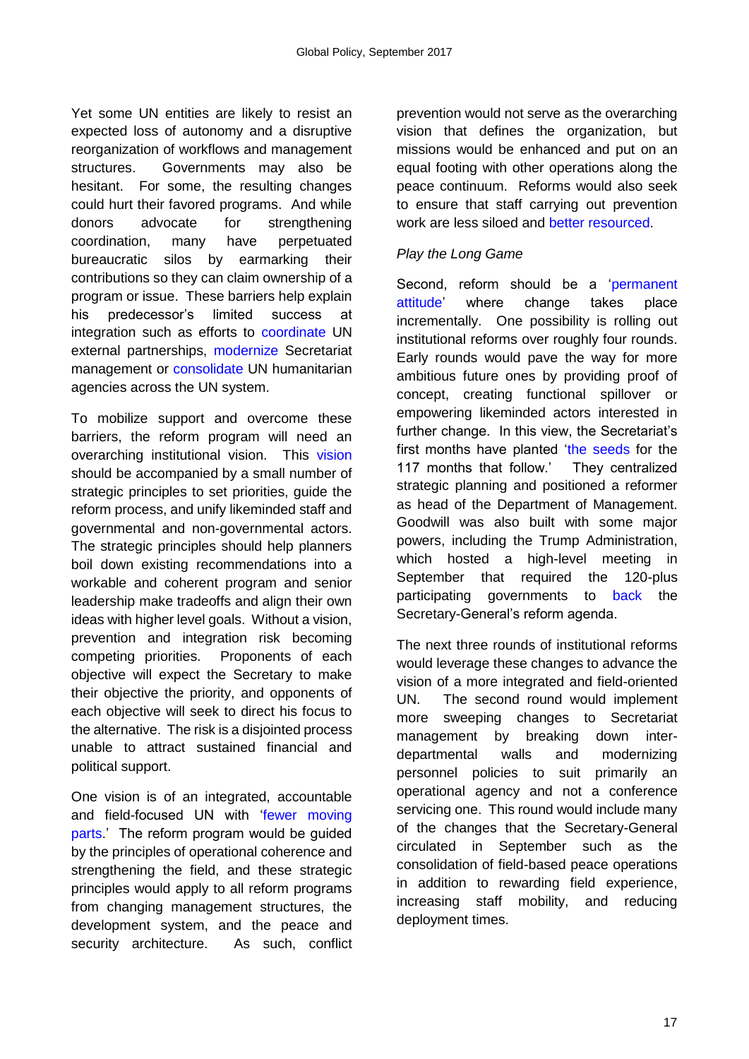Yet some UN entities are likely to resist an expected loss of autonomy and a disruptive reorganization of workflows and management structures. Governments may also be hesitant. For some, the resulting changes could hurt their favored programs. And while donors advocate for strengthening coordination, many have perpetuated bureaucratic silos by earmarking their contributions so they can claim ownership of a program or issue. These barriers help explain his predecessor's limited success at integration such as efforts to coordinate UN external partnerships, modernize Secretariat management or consolidate UN humanitarian agencies across the UN system.

To mobilize support and overcome these barriers, the reform program will need an overarching institutional vision. This vision should be accompanied by a small number of strategic principles to set priorities, guide the reform process, and unify likeminded staff and governmental and non-governmental actors. The strategic principles should help planners boil down existing recommendations into a workable and coherent program and senior leadership make tradeoffs and align their own ideas with higher level goals. Without a vision, prevention and integration risk becoming competing priorities. Proponents of each objective will expect the Secretary to make their objective the priority, and opponents of each objective will seek to direct his focus to the alternative. The risk is a disjointed process unable to attract sustained financial and political support.

One vision is of an integrated, accountable and field-focused UN with 'fewer moving parts.' The reform program would be guided by the principles of operational coherence and strengthening the field, and these strategic principles would apply to all reform programs from changing management structures, the development system, and the peace and security architecture. As such, conflict prevention would not serve as the overarching vision that defines the organization, but missions would be enhanced and put on an equal footing with other operations along the peace continuum. Reforms would also seek to ensure that staff carrying out prevention work are less siloed and better resourced.

*Play the Long Game*

Second, reform should be a 'permanent attitude' where change takes place incrementally. One possibility is rolling out institutional reforms over roughly four rounds. Early rounds would pave the way for more ambitious future ones by providing proof of concept, creating functional spillover or empowering likeminded actors interested in further change. In this view, the Secretariat's first months have planted 'the seeds for the 117 months that follow.' They centralized strategic planning and positioned a reformer as head of the Department of Management. Goodwill was also built with some major powers, including the Trump Administration, which hosted a high-level meeting in September that required the 120-plus participating governments to back the Secretary-General's reform agenda.

The next three rounds of institutional reforms would leverage these changes to advance the vision of a more integrated and field-oriented UN. The second round would implement more sweeping changes to Secretariat management by breaking down inter-departmental walls and modernizing personnel policies to suit primarily an operational agency and not a conference servicing one. This round would include many of the changes that the Secretary-General circulated in September such as the consolidation of field-based peace operations in addition to rewarding field experience, increasing staff mobility, and reducing deployment times.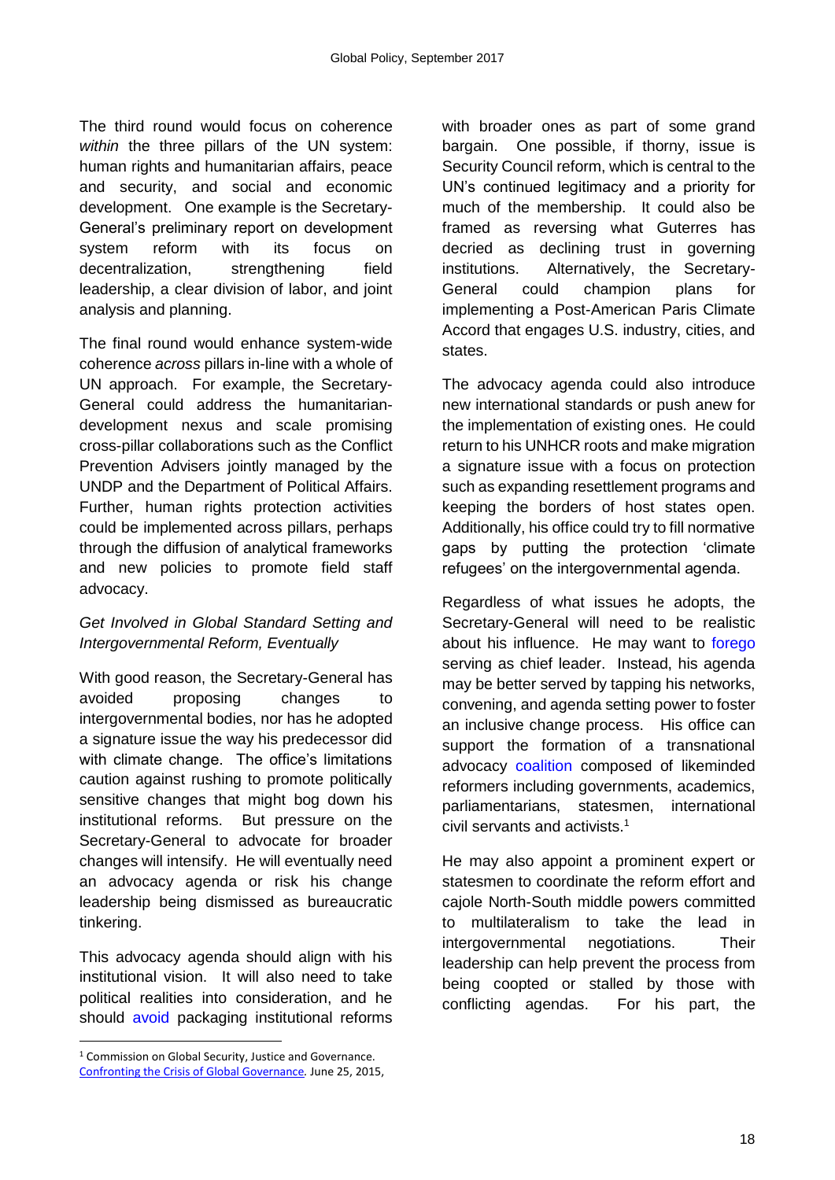The third round would focus on coherence *within* the three pillars of the UN system: human rights and humanitarian affairs, peace and security, and social and economic development. One example is the Secretary-General's preliminary report on development system reform with its focus on decentralization, strengthening field leadership, a clear division of labor, and joint analysis and planning.

The final round would enhance system-wide coherence *across* pillars in-line with a whole of UN approach. For example, the Secretary-General could address the humanitarian-development nexus and scale promising cross-pillar collaborations such as the Conflict Prevention Advisers jointly managed by the UNDP and the Department of Political Affairs. Further, human rights protection activities could be implemented across pillars, perhaps through the diffusion of analytical frameworks and new policies to promote field staff advocacy.

*Get Involved in Global Standard Setting and Intergovernmental Reform, Eventually*

With good reason, the Secretary-General has avoided proposing changes to intergovernmental bodies, nor has he adopted a signature issue the way his predecessor did with climate change. The office's limitations caution against rushing to promote politically sensitive changes that might bog down his institutional reforms. But pressure on the Secretary-General to advocate for broader changes will intensify. He will eventually need an advocacy agenda or risk his change leadership being dismissed as bureaucratic tinkering.

This advocacy agenda should align with his institutional vision. It will also need to take political realities into consideration, and he should avoid packaging institutional reforms with broader ones as part of some grand bargain. One possible, if thorny, issue is Security Council reform, which is central to the UN's continued legitimacy and a priority for much of the membership. It could also be framed as reversing what Guterres has decried as declining trust in governing institutions. Alternatively, the Secretary-General could champion plans for implementing a Post-American Paris Climate Accord that engages U.S. industry, cities, and states.

The advocacy agenda could also introduce new international standards or push anew for the implementation of existing ones. He could return to his UNHCR roots and make migration a signature issue with a focus on protection such as expanding resettlement programs and keeping the borders of host states open. Additionally, his office could try to fill normative gaps by putting the protection 'climate refugees' on the intergovernmental agenda.

Regardless of what issues he adopts, the Secretary-General will need to be realistic about his influence. He may want to forego serving as chief leader. Instead, his agenda may be better served by tapping his networks, convening, and agenda setting power to foster an inclusive change process. His office can support the formation of a transnational advocacy coalition composed of likeminded reformers including governments, academics, parliamentarians, statesmen, international civil servants and activists.[1]

He may also appoint a prominent expert or statesmen to coordinate the reform effort and cajole North-South middle powers committed to multilateralism to take the lead in intergovernmental negotiations. Their leadership can help prevent the process from being coopted or stalled by those with conflicting agendas. For his part, the

[1] Commission on Global Security, Justice and Governance. Confronting the Crisis of Global Governance. June 25, 2015,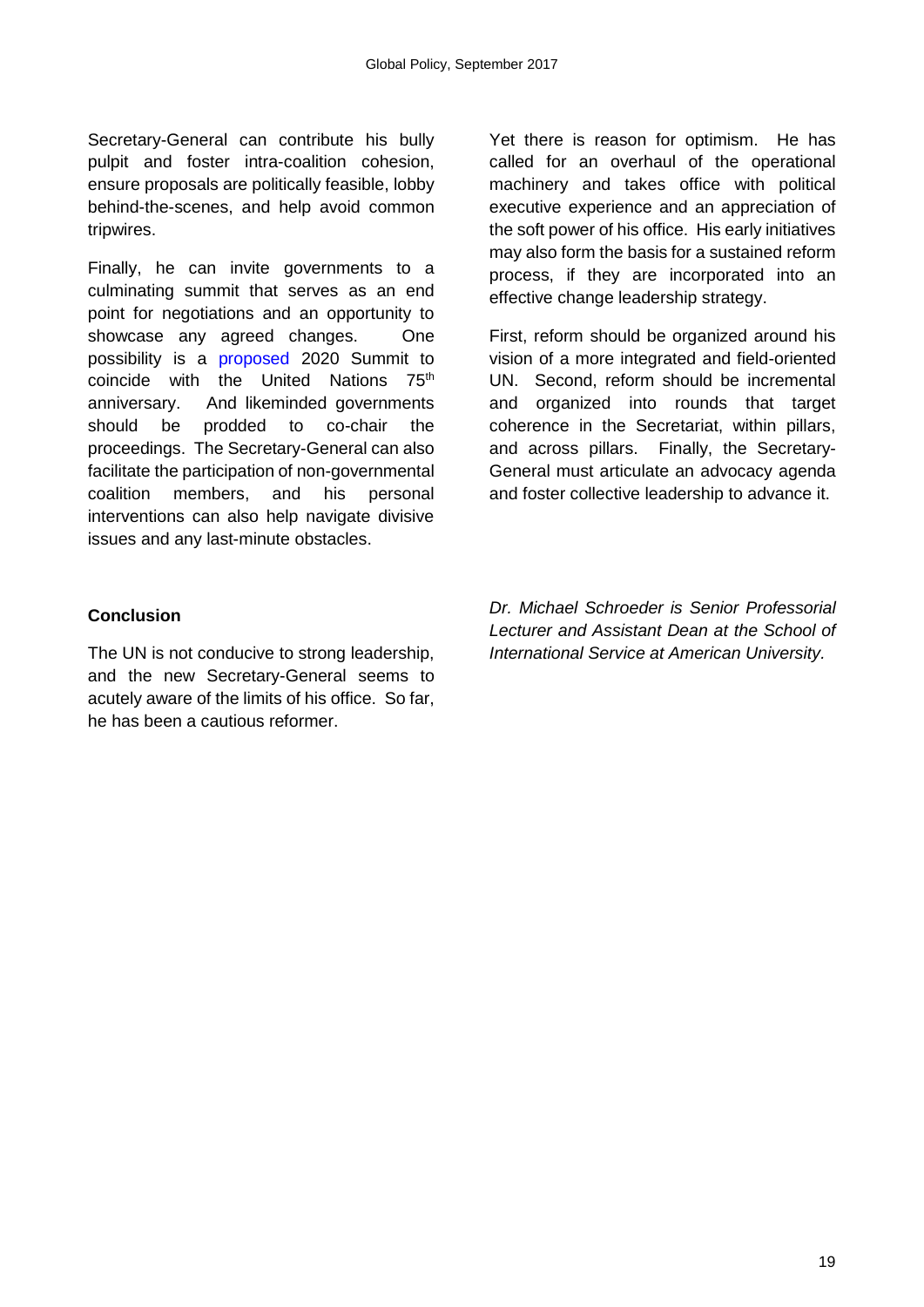Secretary-General can contribute his bully pulpit and foster intra-coalition cohesion, ensure proposals are politically feasible, lobby behind-the-scenes, and help avoid common tripwires.

Finally, he can invite governments to a culminating summit that serves as an end point for negotiations and an opportunity to showcase any agreed changes. One possibility is a proposed 2020 Summit to coincide with the United Nations 75th anniversary. And likeminded governments should be prodded to co-chair the proceedings. The Secretary-General can also facilitate the participation of non-governmental coalition members, and his personal interventions can also help navigate divisive issues and any last-minute obstacles.

## Conclusion

The UN is not conducive to strong leadership, and the new Secretary-General seems to acutely aware of the limits of his office. So far, he has been a cautious reformer.

Yet there is reason for optimism. He has called for an overhaul of the operational machinery and takes office with political executive experience and an appreciation of the soft power of his office. His early initiatives may also form the basis for a sustained reform process, if they are incorporated into an effective change leadership strategy.

First, reform should be organized around his vision of a more integrated and field-oriented UN. Second, reform should be incremental and organized into rounds that target coherence in the Secretariat, within pillars, and across pillars. Finally, the Secretary-General must articulate an advocacy agenda and foster collective leadership to advance it.

*Dr. Michael Schroeder is Senior Professorial Lecturer and Assistant Dean at the School of International Service at American University.*